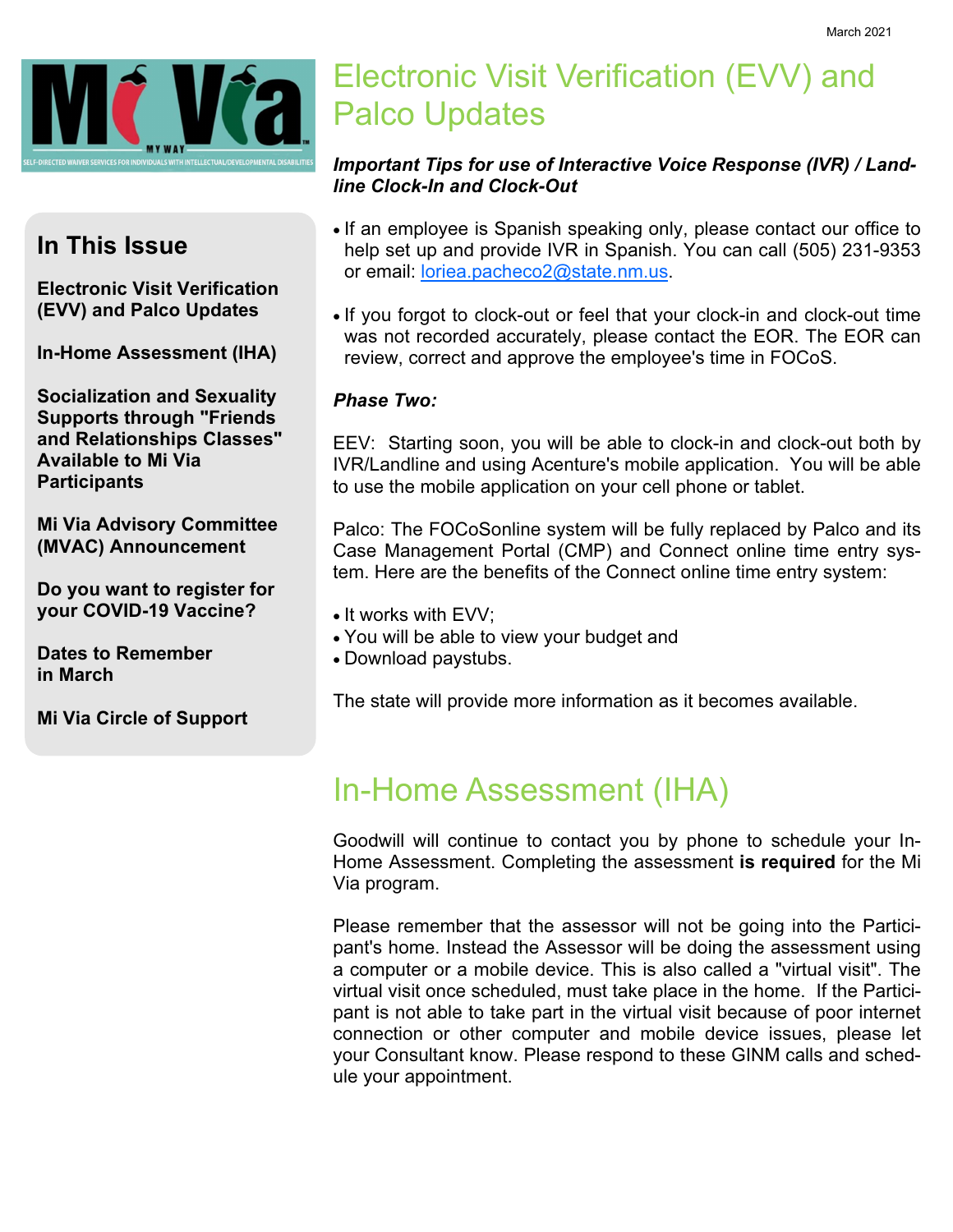March 2021

Mi Via

MY WAY

SELF-DIRECTED WAIVER SERVICES FOR INDIVIDUALS WITH INTELLECTUAL/DEVELOPMENTAL DISABILITIES

## In This Issue

**Electronic Visit Verification (EVV) and Palco Updates**

**In-Home Assessment (IHA)**

**Socialization and Sexuality Supports through "Friends and Relationships Classes" Available to Mi Via Participants**

**Mi Via Advisory Committee (MVAC) Announcement**

**Do you want to register for your COVID-19 Vaccine?**

**Dates to Remember in March**

**Mi Via Circle of Support**

# Electronic Visit Verification (EVV) and Palco Updates

***Important Tips for use of Interactive Voice Response (IVR) / Landline Clock-In and Clock-Out***

- If an employee is Spanish speaking only, please contact our office to help set up and provide IVR in Spanish. You can call (505) 231-9353 or email: loriea.pacheco2@state.nm.us.
- If you forgot to clock-out or feel that your clock-in and clock-out time was not recorded accurately, please contact the EOR. The EOR can review, correct and approve the employee's time in FOCoS.

***Phase Two:***

EEV: Starting soon, you will be able to clock-in and clock-out both by IVR/Landline and using Acenture's mobile application. You will be able to use the mobile application on your cell phone or tablet.

Palco: The FOCoSonline system will be fully replaced by Palco and its Case Management Portal (CMP) and Connect online time entry system. Here are the benefits of the Connect online time entry system:

- It works with EVV;
- You will be able to view your budget and
- Download paystubs.

The state will provide more information as it becomes available.

# In-Home Assessment (IHA)

Goodwill will continue to contact you by phone to schedule your In-Home Assessment. Completing the assessment **is required** for the Mi Via program.

Please remember that the assessor will not be going into the Participant's home. Instead the Assessor will be doing the assessment using a computer or a mobile device. This is also called a "virtual visit". The virtual visit once scheduled, must take place in the home. If the Participant is not able to take part in the virtual visit because of poor internet connection or other computer and mobile device issues, please let your Consultant know. Please respond to these GINM calls and schedule your appointment.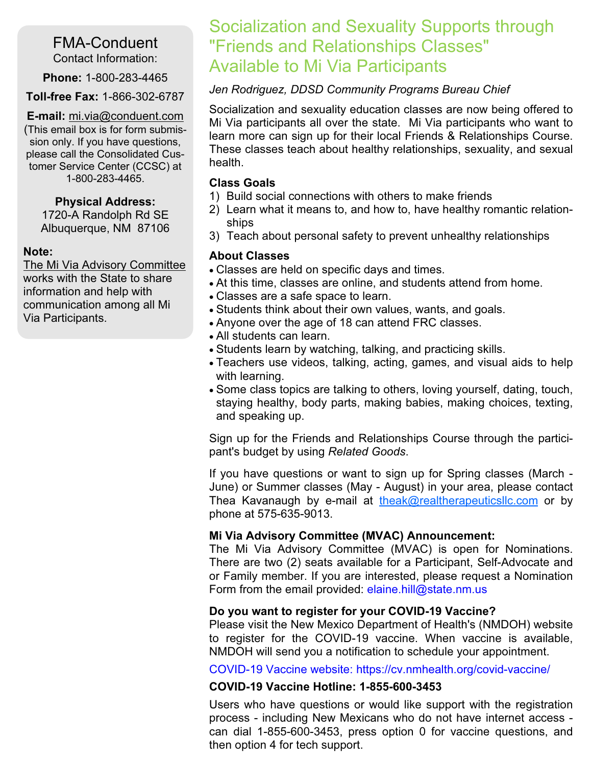## Socialization and Sexuality Supports through "Friends and Relationships Classes" Available to Mi Via Participants

*Jen Rodriguez, DDSD Community Programs Bureau Chief*

Socialization and sexuality education classes are now being offered to Mi Via participants all over the state. Mi Via participants who want to learn more can sign up for their local Friends & Relationships Course. These classes teach about healthy relationships, sexuality, and sexual health.

**Class Goals**

1) Build social connections with others to make friends
2) Learn what it means to, and how to, have healthy romantic relationships
3) Teach about personal safety to prevent unhealthy relationships

**About Classes**

- Classes are held on specific days and times.
- At this time, classes are online, and students attend from home.
- Classes are a safe space to learn.
- Students think about their own values, wants, and goals.
- Anyone over the age of 18 can attend FRC classes.
- All students can learn.
- Students learn by watching, talking, and practicing skills.
- Teachers use videos, talking, acting, games, and visual aids to help with learning.
- Some class topics are talking to others, loving yourself, dating, touch, staying healthy, body parts, making babies, making choices, texting, and speaking up.

Sign up for the Friends and Relationships Course through the participant's budget by using *Related Goods*.

If you have questions or want to sign up for Spring classes (March - June) or Summer classes (May - August) in your area, please contact Thea Kavanaugh by e-mail at theak@realtherapeuticsllc.com or by phone at 575-635-9013.

**Mi Via Advisory Committee (MVAC) Announcement:**

The Mi Via Advisory Committee (MVAC) is open for Nominations. There are two (2) seats available for a Participant, Self-Advocate and or Family member. If you are interested, please request a Nomination Form from the email provided: elaine.hill@state.nm.us

**Do you want to register for your COVID-19 Vaccine?**

Please visit the New Mexico Department of Health's (NMDOH) website to register for the COVID-19 vaccine. When vaccine is available, NMDOH will send you a notification to schedule your appointment.

COVID-19 Vaccine website: https://cv.nmhealth.org/covid-vaccine/

**COVID-19 Vaccine Hotline: 1-855-600-3453**

Users who have questions or would like support with the registration process - including New Mexicans who do not have internet access - can dial 1-855-600-3453, press option 0 for vaccine questions, and then option 4 for tech support.

---

FMA-Conduent
Contact Information:

**Phone:** 1-800-283-4465

**Toll-free Fax:** 1-866-302-6787

**E-mail:** mi.via@conduent.com (This email box is for form submission only. If you have questions, please call the Consolidated Customer Service Center (CCSC) at 1-800-283-4465.

**Physical Address:**
1720-A Randolph Rd SE
Albuquerque, NM 87106

**Note:**
The Mi Via Advisory Committee works with the State to share information and help with communication among all Mi Via Participants.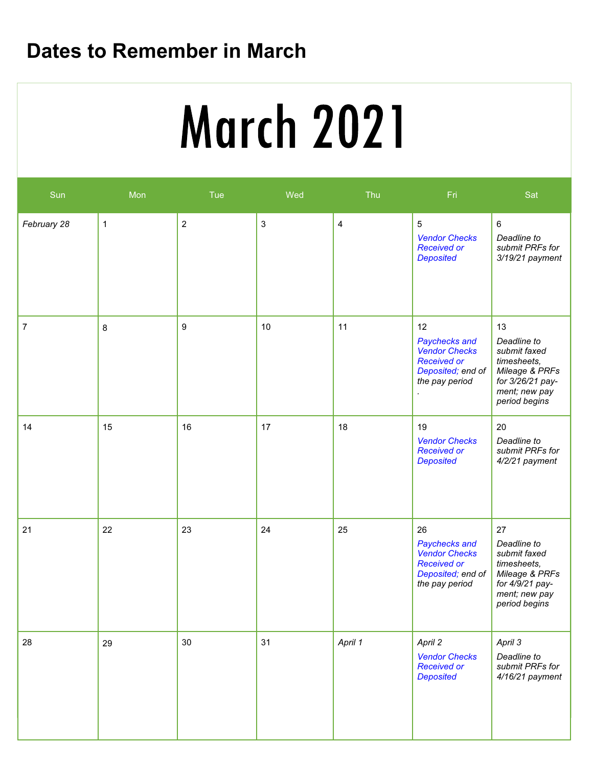# Dates to Remember in March

## March 2021

| Sun | Mon | Tue | Wed | Thu | Fri | Sat |
|---|---|---|---|---|---|---|
| *February 28* | 1 | 2 | 3 | 4 | 5 *Vendor Checks Received or Deposited* | 6 *Deadline to submit PRFs for 3/19/21 payment* |
| 7 | 8 | 9 | 10 | 11 | 12 *Paychecks and Vendor Checks Received or Deposited; end of the pay period* | 13 *Deadline to submit faxed timesheets, Mileage & PRFs for 3/26/21 payment; new pay period begins* |
| 14 | 15 | 16 | 17 | 18 | 19 *Vendor Checks Received or Deposited* | 20 *Deadline to submit PRFs for 4/2/21 payment* |
| 21 | 22 | 23 | 24 | 25 | 26 *Paychecks and Vendor Checks Received or Deposited; end of the pay period* | 27 *Deadline to submit faxed timesheets, Mileage & PRFs for 4/9/21 payment; new pay period begins* |
| 28 | 29 | 30 | 31 | *April 1* | *April 2* *Vendor Checks Received or Deposited* | *April 3* *Deadline to submit PRFs for 4/16/21 payment* |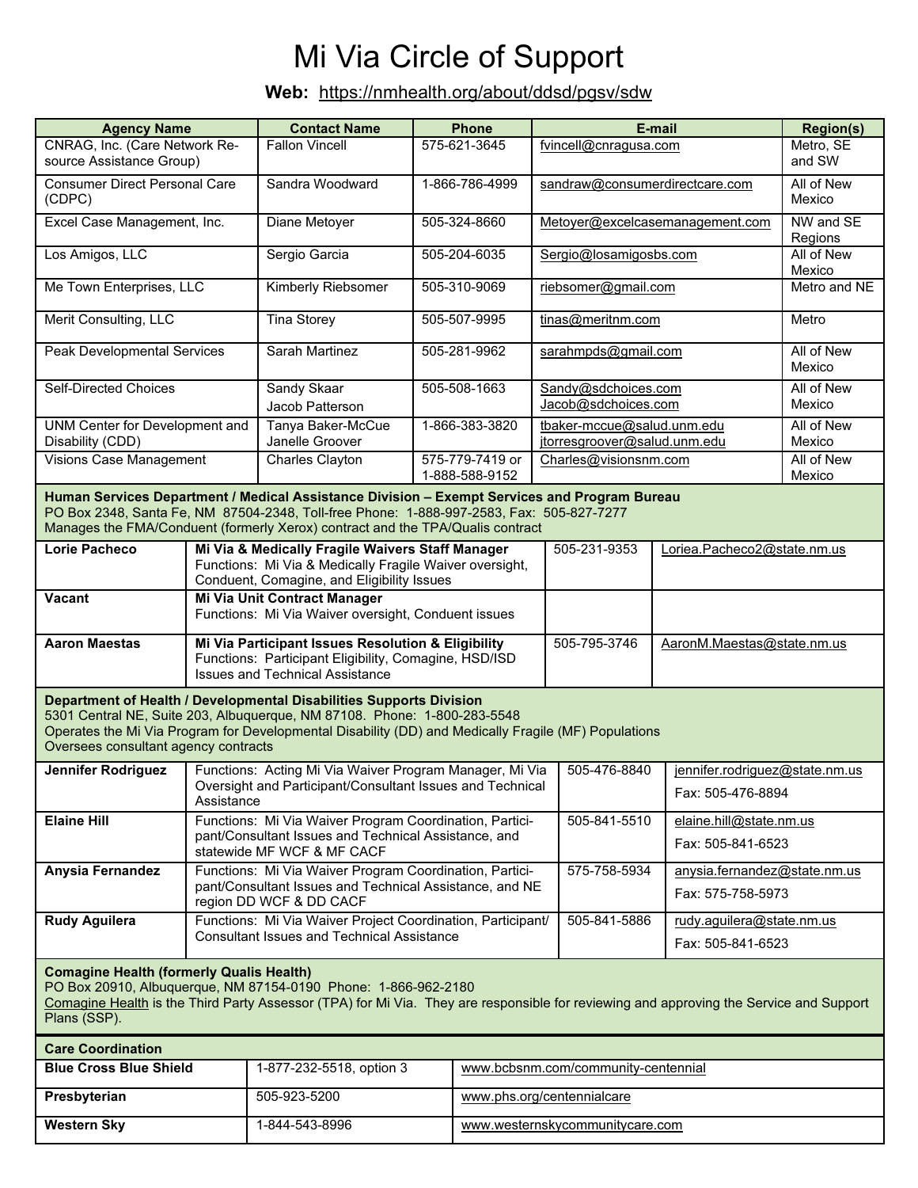# Mi Via Circle of Support

**Web:** https://nmhealth.org/about/ddsd/pgsv/sdw

| Agency Name | Contact Name | Phone | E-mail | Region(s) |
|---|---|---|---|---|
| CNRAG, Inc. (Care Network Resource Assistance Group) | Fallon Vincell | 575-621-3645 | fvincell@cnragusa.com | Metro, SE and SW |
| Consumer Direct Personal Care (CDPC) | Sandra Woodward | 1-866-786-4999 | sandraw@consumerdirectcare.com | All of New Mexico |
| Excel Case Management, Inc. | Diane Metoyer | 505-324-8660 | Metoyer@excelcasemanagement.com | NW and SE Regions |
| Los Amigos, LLC | Sergio Garcia | 505-204-6035 | Sergio@losamigosbs.com | All of New Mexico |
| Me Town Enterprises, LLC | Kimberly Riebsomer | 505-310-9069 | riebsomer@gmail.com | Metro and NE |
| Merit Consulting, LLC | Tina Storey | 505-507-9995 | tinas@meritnm.com | Metro |
| Peak Developmental Services | Sarah Martinez | 505-281-9962 | sarahmpds@gmail.com | All of New Mexico |
| Self-Directed Choices | Sandy Skaar<br>Jacob Patterson | 505-508-1663 | Sandy@sdchoices.com<br>Jacob@sdchoices.com | All of New Mexico |
| UNM Center for Development and Disability (CDD) | Tanya Baker-McCue<br>Janelle Groover | 1-866-383-3820 | tbaker-mccue@salud.unm.edu<br>jtorresgroover@salud.unm.edu | All of New Mexico |
| Visions Case Management | Charles Clayton | 575-779-7419 or 1-888-588-9152 | Charles@visionsnm.com | All of New Mexico |

**Human Services Department / Medical Assistance Division – Exempt Services and Program Bureau**
PO Box 2348, Santa Fe, NM 87504-2348, Toll-free Phone: 1-888-997-2583, Fax: 505-827-7277
Manages the FMA/Conduent (formerly Xerox) contract and the TPA/Qualis contract

| | | | |
|---|---|---|---|
| **Lorie Pacheco** | **Mi Via & Medically Fragile Waivers Staff Manager**<br>Functions: Mi Via & Medically Fragile Waiver oversight, Conduent, Comagine, and Eligibility Issues | 505-231-9353 | Loriea.Pacheco2@state.nm.us |
| **Vacant** | **Mi Via Unit Contract Manager**<br>Functions: Mi Via Waiver oversight, Conduent issues | | |
| **Aaron Maestas** | **Mi Via Participant Issues Resolution & Eligibility**<br>Functions: Participant Eligibility, Comagine, HSD/ISD Issues and Technical Assistance | 505-795-3746 | AaronM.Maestas@state.nm.us |

**Department of Health / Developmental Disabilities Supports Division**
5301 Central NE, Suite 203, Albuquerque, NM 87108. Phone: 1-800-283-5548
Operates the Mi Via Program for Developmental Disability (DD) and Medically Fragile (MF) Populations
Oversees consultant agency contracts

| | | | |
|---|---|---|---|
| **Jennifer Rodriguez** | Functions: Acting Mi Via Waiver Program Manager, Mi Via Oversight and Participant/Consultant Issues and Technical Assistance | 505-476-8840 | jennifer.rodriguez@state.nm.us<br>Fax: 505-476-8894 |
| **Elaine Hill** | Functions: Mi Via Waiver Program Coordination, Participant/Consultant Issues and Technical Assistance, and statewide MF WCF & MF CACF | 505-841-5510 | elaine.hill@state.nm.us<br>Fax: 505-841-6523 |
| **Anysia Fernandez** | Functions: Mi Via Waiver Program Coordination, Participant/Consultant Issues and Technical Assistance, and NE region DD WCF & DD CACF | 575-758-5934 | anysia.fernandez@state.nm.us<br>Fax: 575-758-5973 |
| **Rudy Aguilera** | Functions: Mi Via Waiver Project Coordination, Participant/Consultant Issues and Technical Assistance | 505-841-5886 | rudy.aguilera@state.nm.us<br>Fax: 505-841-6523 |

**Comagine Health (formerly Qualis Health)**
PO Box 20910, Albuquerque, NM 87154-0190 Phone: 1-866-962-2180
Comagine Health is the Third Party Assessor (TPA) for Mi Via. They are responsible for reviewing and approving the Service and Support Plans (SSP).

**Care Coordination**

| | | |
|---|---|---|
| **Blue Cross Blue Shield** | 1-877-232-5518, option 3 | www.bcbsnm.com/community-centennial |
| **Presbyterian** | 505-923-5200 | www.phs.org/centennialcare |
| **Western Sky** | 1-844-543-8996 | www.westernskycommunitycare.com |